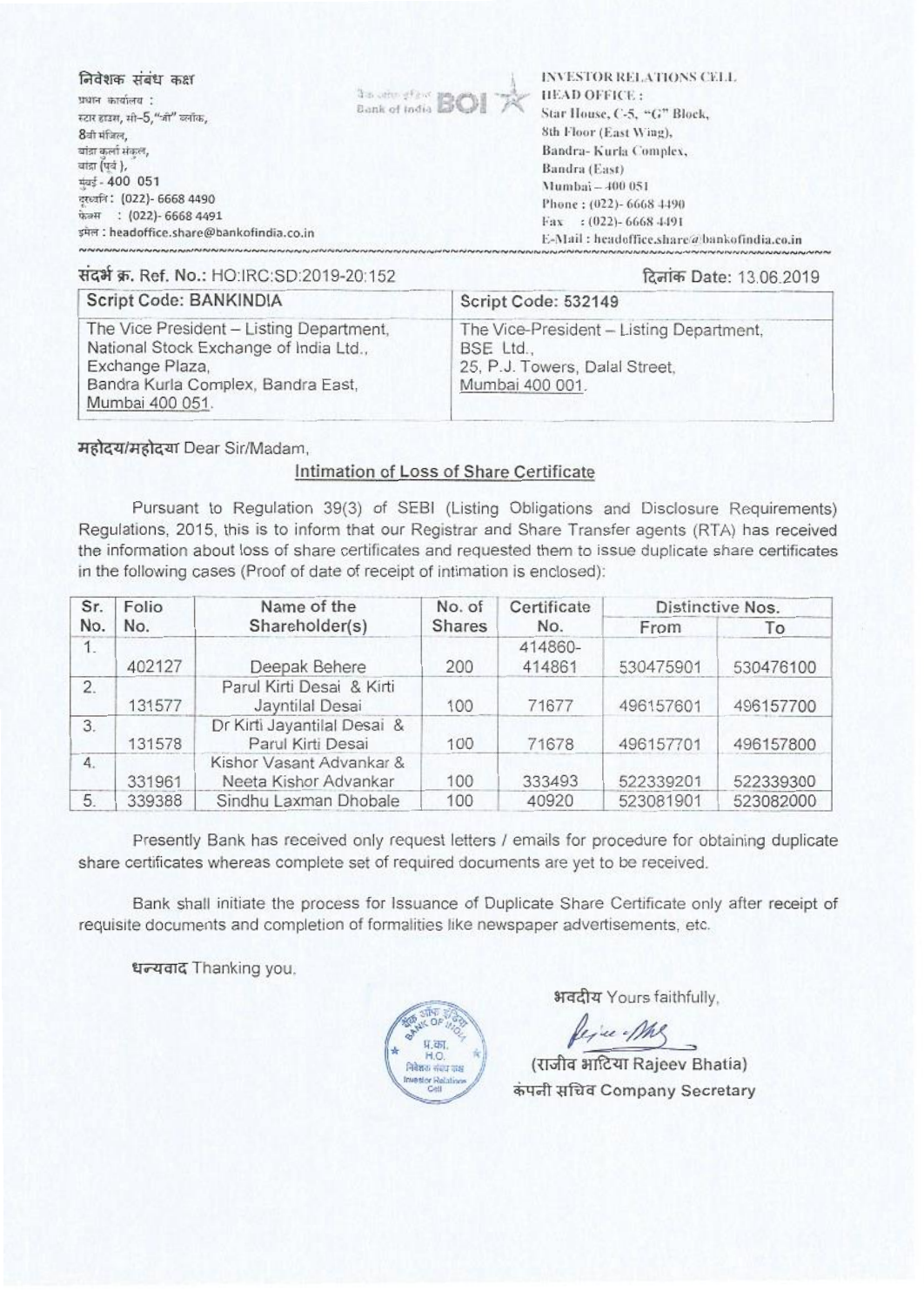निवेशक संबंध कक्ष
प्रधान कार्यालय :
स्टार हाउस, सी-5, "जी" ब्लॉक,
8वी मंजिल,
बांद्रा कुर्ला संकुल,
बांद्रा (पूर्व),
मुंबई - 400 051
दूरध्वनि : (022)- 6668 4490
फैक्स : (022)- 6668 4491
ईमेल : headoffice.share@bankofindia.co.in

Bank of India BOI

INVESTOR RELATIONS CELL
HEAD OFFICE :
Star House, C-5, "G" Block,
8th Floor (East Wing),
Bandra- Kurla Complex,
Bandra (East)
Mumbai – 400 051
Phone : (022)- 6668 4490
Fax : (022)- 6668 4491
E-Mail : headoffice.share@bankofindia.co.in

संदर्भ क्र. Ref. No.: HO:IRC:SD:2019-20:152

दिनांक Date: 13.06.2019

| Script Code: BANKINDIA | Script Code: 532149 |
|---|---|
| The Vice President – Listing Department, National Stock Exchange of India Ltd., Exchange Plaza, Bandra Kurla Complex, Bandra East, Mumbai 400 051. | The Vice-President – Listing Department, BSE Ltd., 25, P.J. Towers, Dalal Street, Mumbai 400 001. |

महोदय/महोदया Dear Sir/Madam,

## Intimation of Loss of Share Certificate

Pursuant to Regulation 39(3) of SEBI (Listing Obligations and Disclosure Requirements) Regulations, 2015, this is to inform that our Registrar and Share Transfer agents (RTA) has received the information about loss of share certificates and requested them to issue duplicate share certificates in the following cases (Proof of date of receipt of intimation is enclosed):

| Sr. No. | Folio No. | Name of the Shareholder(s) | No. of Shares | Certificate No. | Distinctive Nos. | |
|---|---|---|---|---|---|---|
| | | | | | From | To |
| 1. | 402127 | Deepak Behere | 200 | 414860-414861 | 530475901 | 530476100 |
| 2. | 131577 | Parul Kirti Desai & Kirti Jayntilal Desai | 100 | 71677 | 496157601 | 496157700 |
| 3. | 131578 | Dr Kirti Jayantilal Desai & Parul Kirti Desai | 100 | 71678 | 496157701 | 496157800 |
| 4. | 331961 | Kishor Vasant Advankar & Neeta Kishor Advankar | 100 | 333493 | 522339201 | 522339300 |
| 5. | 339388 | Sindhu Laxman Dhobale | 100 | 40920 | 523081901 | 523082000 |

Presently Bank has received only request letters / emails for procedure for obtaining duplicate share certificates whereas complete set of required documents are yet to be received.

Bank shall initiate the process for Issuance of Duplicate Share Certificate only after receipt of requisite documents and completion of formalities like newspaper advertisements, etc.

धन्यवाद Thanking you,

भवदीय Yours faithfully,

(राजीव भाटिया Rajeev Bhatia)
कंपनी सचिव Company Secretary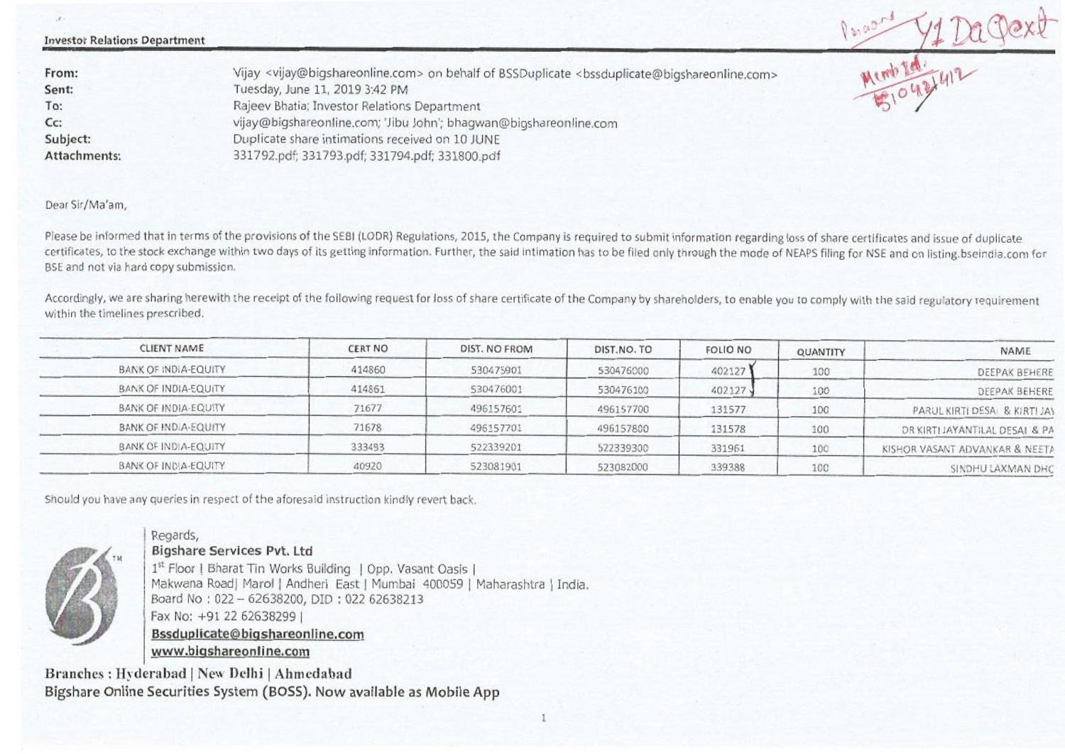**Investor Relations Department**

Y1 Da Pext

Memb Id. 510421412

| | |
|---|---|
| **From:** | Vijay <vijay@bigshareonline.com> on behalf of BSSDuplicate <bssduplicate@bigshareonline.com> |
| **Sent:** | Tuesday, June 11, 2019 3:42 PM |
| **To:** | Rajeev Bhatia; Investor Relations Department |
| **Cc:** | vijay@bigshareonline.com; 'Jibu John'; bhagwan@bigshareonline.com |
| **Subject:** | Duplicate share intimations received on 10 JUNE |
| **Attachments:** | 331792.pdf; 331793.pdf; 331794.pdf; 331800.pdf |

Dear Sir/Ma'am,

Please be informed that in terms of the provisions of the SEBI (LODR) Regulations, 2015, the Company is required to submit information regarding loss of share certificates and issue of duplicate certificates, to the stock exchange within two days of its getting information. Further, the said intimation has to be filed only through the mode of NEAPS filing for NSE and on listing.bseindia.com for BSE and not via hard copy submission.

Accordingly, we are sharing herewith the receipt of the following request for loss of share certificate of the Company by shareholders, to enable you to comply with the said regulatory requirement within the timelines prescribed.

| CLIENT NAME | CERT NO | DIST. NO FROM | DIST.NO. TO | FOLIO NO | QUANTITY | NAME |
|---|---|---|---|---|---|---|
| BANK OF INDIA-EQUITY | 414860 | 530475901 | 530476000 | 402127 | 100 | DEEPAK BEHERE |
| BANK OF INDIA-EQUITY | 414861 | 530476001 | 530476100 | 402127 | 100 | DEEPAK BEHERE |
| BANK OF INDIA-EQUITY | 71677 | 496157601 | 496157700 | 131577 | 100 | PARUL KIRTI DESAI & KIRTI JAY |
| BANK OF INDIA-EQUITY | 71678 | 496157701 | 496157800 | 131578 | 100 | DR KIRTI JAYANTILAL DESAI & PA |
| BANK OF INDIA-EQUITY | 333493 | 522339201 | 522339300 | 331961 | 100 | KISHOR VASANT ADVANKAR & NEETA |
| BANK OF INDIA-EQUITY | 40920 | 523081901 | 523082000 | 339388 | 100 | SINDHU LAXMAN DHO |

Should you have any queries in respect of the aforesaid instruction kindly revert back.

Regards,
**Bigshare Services Pvt. Ltd**
1st Floor | Bharat Tin Works Building | Opp. Vasant Oasis |
Makwana Road| Marol | Andheri East | Mumbai 400059 | Maharashtra | India.
Board No : 022 – 62638200, DID : 022 62638213
Fax No: +91 22 62638299 |
**Bssduplicate@bigshareonline.com**
**www.bigshareonline.com**

**Branches : Hyderabad | New Delhi | Ahmedabad**
**Bigshare Online Securities System (BOSS). Now available as Mobile App**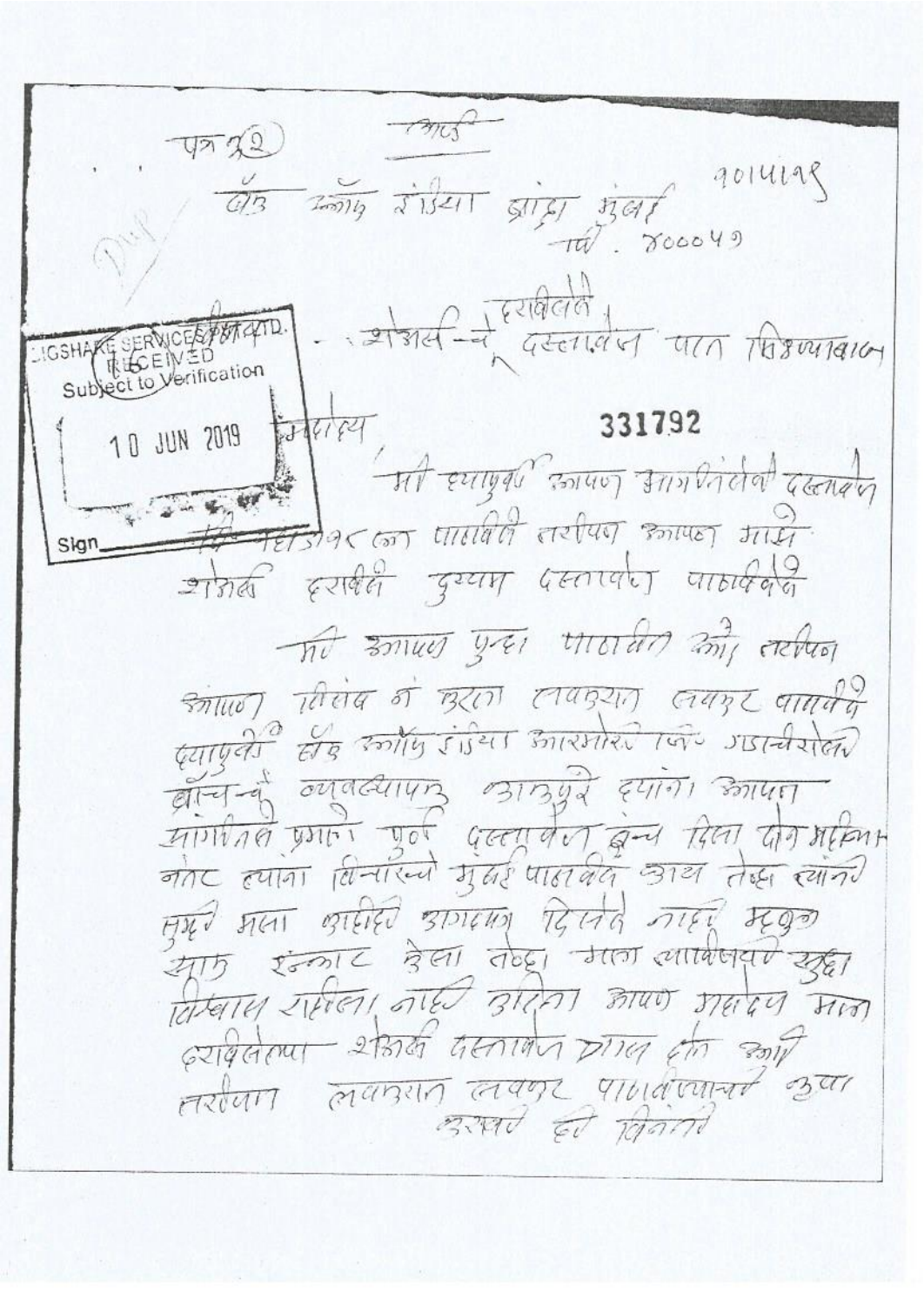पत्र क्र. (2)

अर्ज

बँक ऑफ इंडिया ब्रांच मुंबई
मुं. 400049

१०/५/१९

Dup

LIGSHARE SERVICES PVT. LTD.
RECEIVED
Subject to Verification
10 JUN 2019
Sign

विषय - शेअर्स चे हरविलेले दस्तावेज पाठ मिळण्याबाबत

331792

महोदय

मी याआधी आपण मागितलेले दस्तावेज दि. ११/३/१८ ला पाठविले तरीपण आपण माझे शेअर्स हरविले दुय्यम दस्तावेज पाठविले

मी आपण पुन्हा पाठविले को तरीपण आपण विलंब न करता लवकरात लवकर पाठवावे याआधी बँक ऑफ इंडिया आरमोरी जि. गडचिरोली ब्रांचचे व्यवस्थापक आठवले यांना आपण सांगितले प्रमाणे पूर्ण दस्तावेज बँक दिला दोन महिन्या नंतर त्यांना विचारले मुंबई पाठविले आय तेव्हा त्यांनी मुझे मला आजही आश्वासन दिलेले नाही म्हणून माफ इन्कार केला तेव्हा मला त्यांचेवर सुद्धा विश्वास राहिला नाही करिता आपण महोदय माझे हरविलेल्या शेअर्स दस्तावेज माल करून आणि तरीपण लवकरात लवकर पाठविण्याची कृपा करावी ही विनंती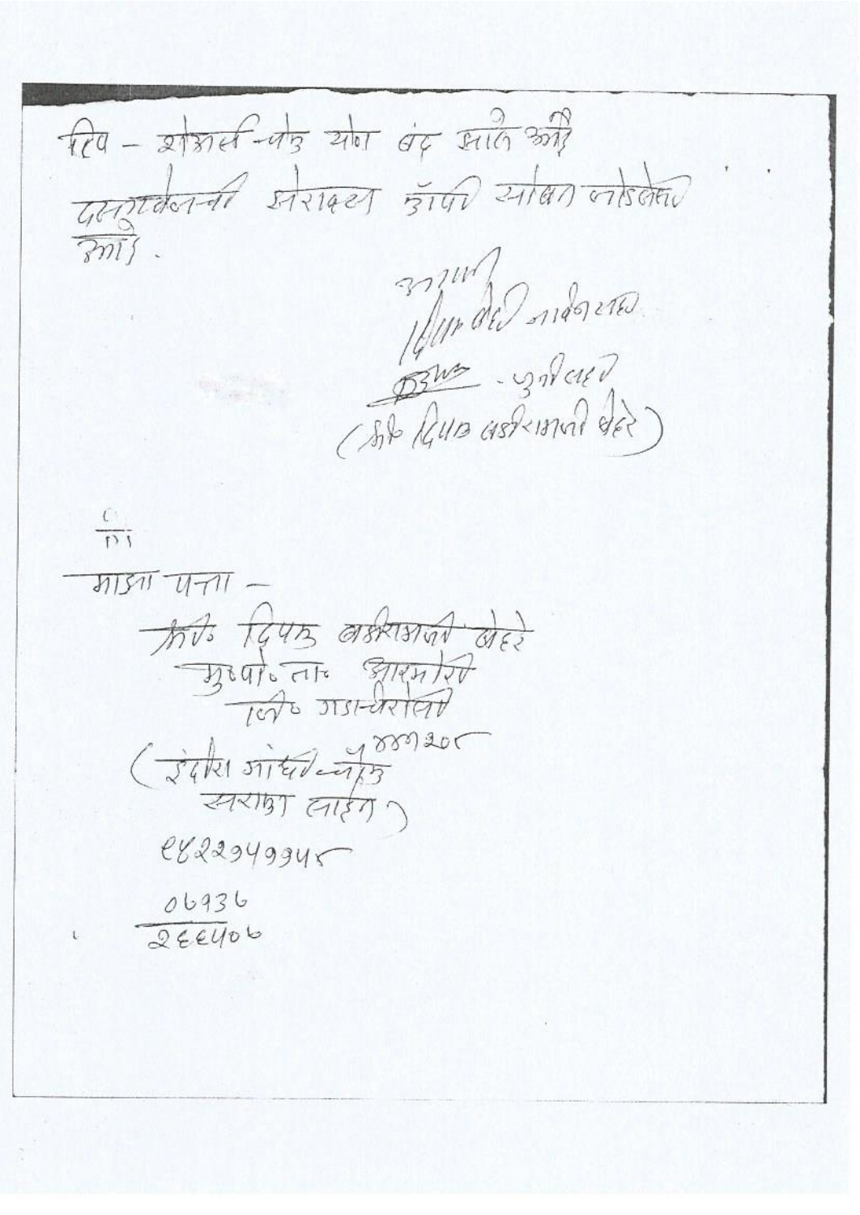टिप – शोरूम-चौक येथे बंद झाले आहे
दस्तऐवजांची खेराक्स कॉपी सोबत जोडलेले
आहे.

आपला
दिपक बंसीलाल भैरे
DJW - जरीलाल
(श्री दिपक बसीरामजी भैरे)

ता

माझा पत्ता –

श्री. दिपक बसीरामजी भैरे
मु.पो. ता. आरमोरी
जि. गडचिरोली
४४१२०८
(इंदिरा गांधी चौक
सराफा लाइन)
९४२२९४९९४८
०७१३७
२६६४०७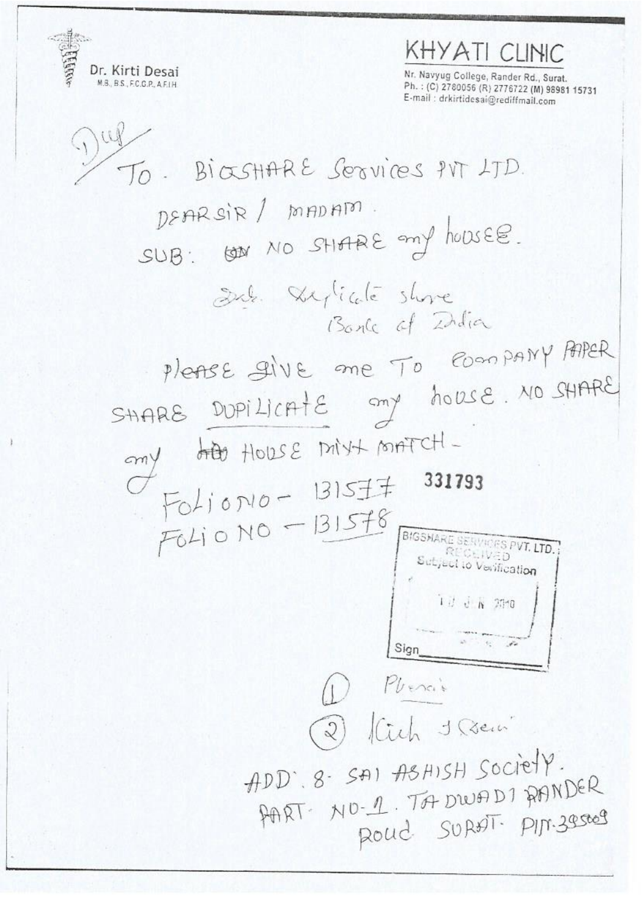Dr. Kirti Desai
M.B., B.S., F.C.G.P., A.F.I.H

# KHYATI CLINIC

Nr. Navyug College, Rander Rd., Surat.
Ph. : (C) 2780056 (R) 2776722 (M) 98981 15731
E-mail : drkirtidesai@rediffmail.com

Dup

TO. BIGSHARE Services PVT LTD.

DEAR SIR / MADAM.

SUB: ~~ON~~ NO SHARE my houSEE.

Sub. Duplicate share
Bank of India

please give me To company PAPER SHARE DUPILICATE my house. NO SHARE my ~~HOO~~ HOUSE MIXT MATCH -

FOLIO NO - 131577

FOLIO NO - 131578

331793

BIGSHARE SERVICES PVT. LTD.
RECEIVED
Subject to Verification
10 JUN 2010
Sign

1. Phemai
2. Kirti J Desai

ADD. 8. SAI ASHISH SOCIETY.
PART. NO-1. TADWADI RANDER
Roud SURAT. PIN. 395009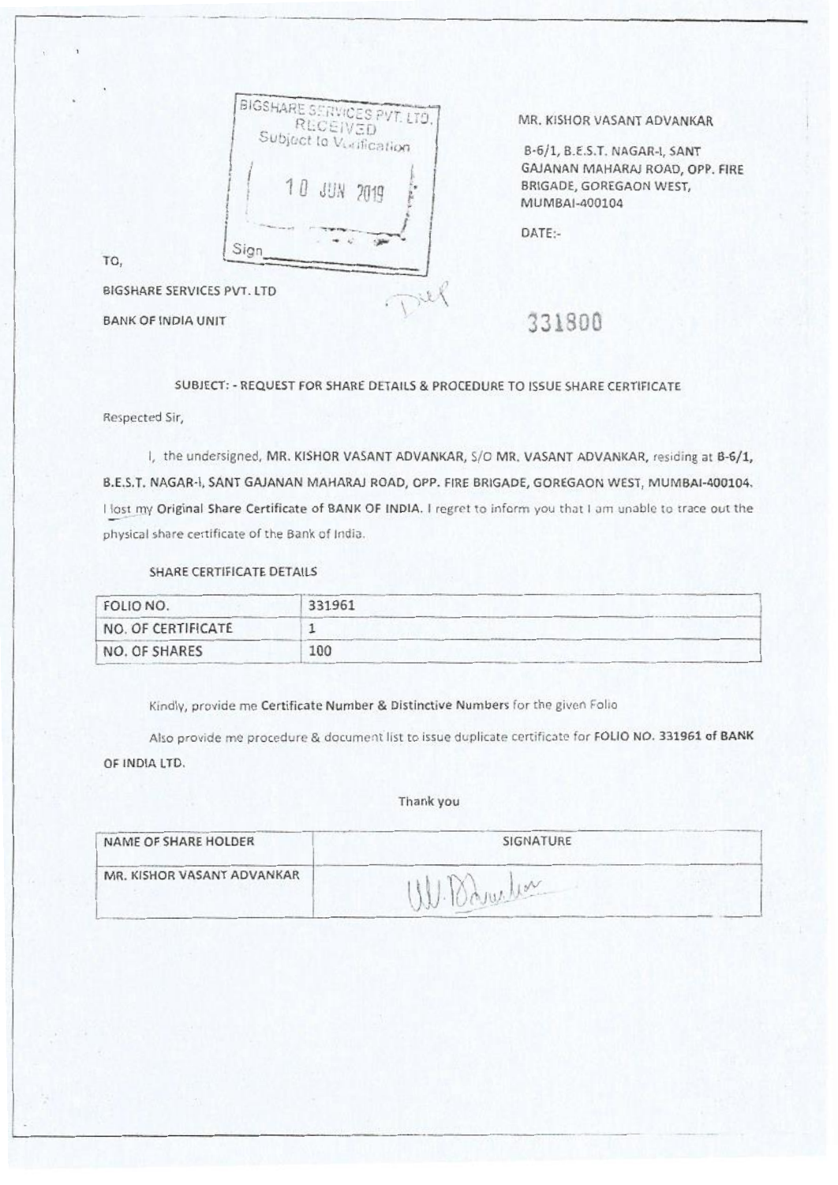BIGSHARE SERVICES PVT. LTD.
RECEIVED
Subject to Verification
10 JUN 2019
Sign

MR. KISHOR VASANT ADVANKAR

B-6/1, B.E.S.T. NAGAR-I, SANT GAJANAN MAHARAJ ROAD, OPP. FIRE BRIGADE, GOREGAON WEST, MUMBAI-400104

DATE:-

TO,

BIGSHARE SERVICES PVT. LTD

BANK OF INDIA UNIT

331800

SUBJECT: - REQUEST FOR SHARE DETAILS & PROCEDURE TO ISSUE SHARE CERTIFICATE

Respected Sir,

I, the undersigned, MR. KISHOR VASANT ADVANKAR, S/O MR. VASANT ADVANKAR, residing at B-6/1, B.E.S.T. NAGAR-I, SANT GAJANAN MAHARAJ ROAD, OPP. FIRE BRIGADE, GOREGAON WEST, MUMBAI-400104. I lost my **Original Share Certificate** of BANK OF INDIA. I regret to inform you that I am unable to trace out the physical share certificate of the Bank of India.

SHARE CERTIFICATE DETAILS

| FOLIO NO. | 331961 |
|---|---|
| NO. OF CERTIFICATE | 1 |
| NO. OF SHARES | 100 |

Kindly, provide me **Certificate Number & Distinctive Numbers** for the given Folio

Also provide me procedure & document list to issue duplicate certificate for **FOLIO NO. 331961 of BANK OF INDIA LTD.**

Thank you

| NAME OF SHARE HOLDER | SIGNATURE |
|---|---|
| MR. KISHOR VASANT ADVANKAR | |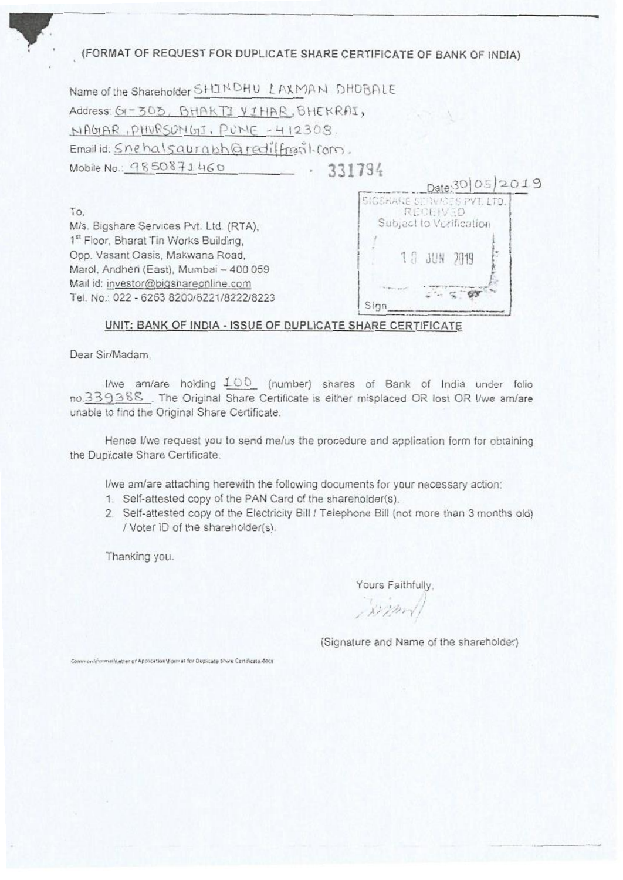(FORMAT OF REQUEST FOR DUPLICATE SHARE CERTIFICATE OF BANK OF INDIA)

Name of the Shareholder SHINDHU LAXMAN DHOBALE

Address: G1-303, BHAKTI VIHAR, BHEKRAI,

NAGAR, PHURSUNGI, PUNE - 412308.

Email id: snehalsaurabh@rediffmail.com.

Mobile No.: 9850871460 · 331794

Date: 30/05/2019

BIGSHARE SERVICES PVT. LTD.
RECEIVED
Subject to Verification
10 JUN 2019
Sign

To,
M/s. Bigshare Services Pvt. Ltd. (RTA),
1st Floor, Bharat Tin Works Building,
Opp. Vasant Oasis, Makwana Road,
Marol, Andheri (East), Mumbai – 400 059
Mail id: investor@bigshareonline.com
Tel. No.: 022 - 6263 8200/8221/8222/8223

**UNIT: BANK OF INDIA - ISSUE OF DUPLICATE SHARE CERTIFICATE**

Dear Sir/Madam,

I/we am/are holding 100 (number) shares of Bank of India under folio no.339388. The Original Share Certificate is either misplaced OR lost OR I/we am/are unable to find the Original Share Certificate.

Hence I/we request you to send me/us the procedure and application form for obtaining the Duplicate Share Certificate.

I/we am/are attaching herewith the following documents for your necessary action:

1. Self-attested copy of the PAN Card of the shareholder(s).
2. Self-attested copy of the Electricity Bill / Telephone Bill (not more than 3 months old) / Voter ID of the shareholder(s).

Thanking you.

Yours Faithfully,

(Signature and Name of the shareholder)

Common\Format\Letter of Application\Format for Duplicate Share Certificate.docx